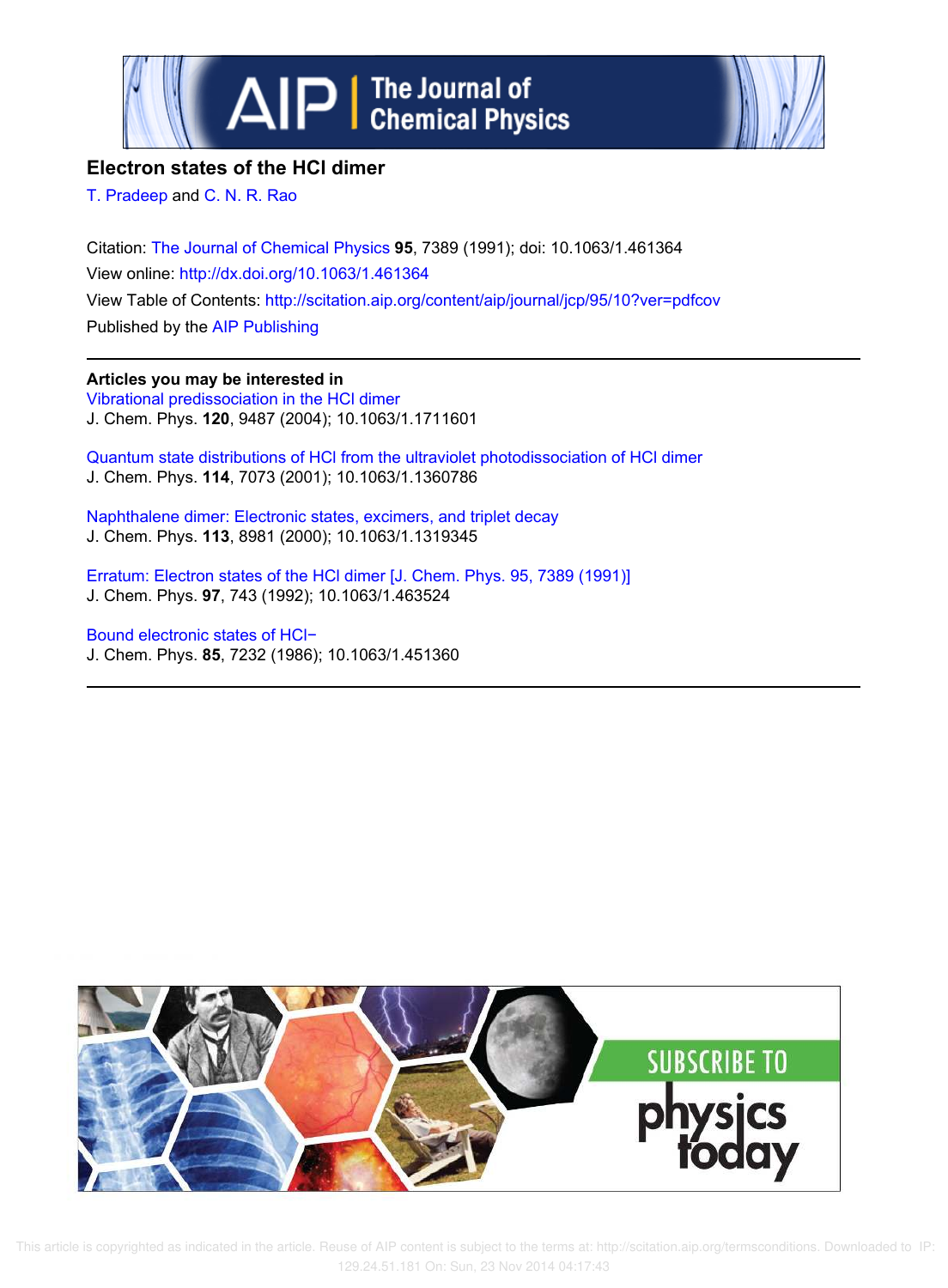# Electron states of the HCl dimer

T. Pradeep and C. N. R. Rao

Citation: The Journal of Chemical Physics **95**, 7389 (1991); doi: 10.1063/1.461364

View online: http://dx.doi.org/10.1063/1.461364

View Table of Contents: http://scitation.aip.org/content/aip/journal/jcp/95/10?ver=pdfcov

Published by the AIP Publishing

---

**Articles you may be interested in**

Vibrational predissociation in the HCl dimer
J. Chem. Phys. **120**, 9487 (2004); 10.1063/1.1711601

Quantum state distributions of HCl from the ultraviolet photodissociation of HCl dimer
J. Chem. Phys. **114**, 7073 (2001); 10.1063/1.1360786

Naphthalene dimer: Electronic states, excimers, and triplet decay
J. Chem. Phys. **113**, 8981 (2000); 10.1063/1.1319345

Erratum: Electron states of the HCl dimer [J. Chem. Phys. 95, 7389 (1991)]
J. Chem. Phys. **97**, 743 (1992); 10.1063/1.463524

Bound electronic states of HCl−
J. Chem. Phys. **85**, 7232 (1986); 10.1063/1.451360

---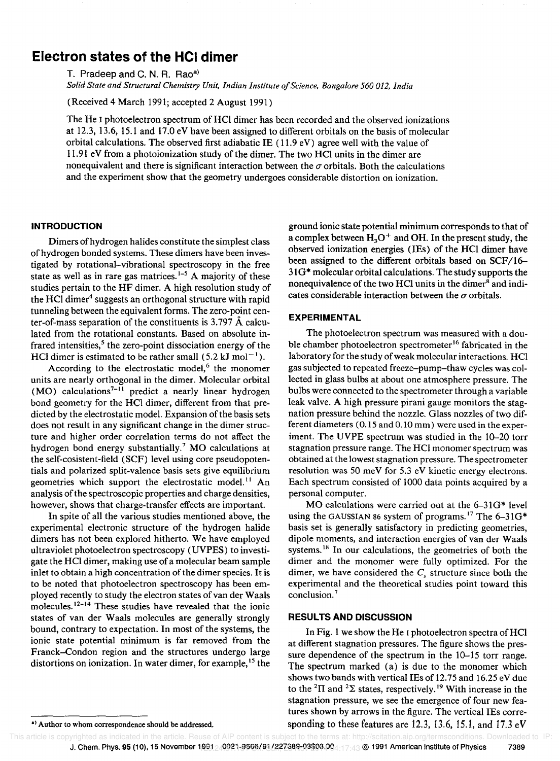# Electron states of the HCl dimer

T. Pradeep and C. N. R. Rao[a)]

*Solid State and Structural Chemistry Unit, Indian Institute of Science, Bangalore 560 012, India*

(Received 4 March 1991; accepted 2 August 1991)

The He I photoelectron spectrum of HCl dimer has been recorded and the observed ionizations at 12.3, 13.6, 15.1 and 17.0 eV have been assigned to different orbitals on the basis of molecular orbital calculations. The observed first adiabatic IE (11.9 eV) agree well with the value of 11.91 eV from a photoionization study of the dimer. The two HCl units in the dimer are nonequivalent and there is significant interaction between the $\sigma$ orbitals. Both the calculations and the experiment show that the geometry undergoes considerable distortion on ionization.

## INTRODUCTION

Dimers of hydrogen halides constitute the simplest class of hydrogen bonded systems. These dimers have been investigated by rotational–vibrational spectroscopy in the free state as well as in rare gas matrices.[1–5] A majority of these studies pertain to the HF dimer. A high resolution study of the HCl dimer[4] suggests an orthogonal structure with rapid tunneling between the equivalent forms. The zero-point center-of-mass separation of the constituents is 3.797 Å calculated from the rotational constants. Based on absolute infrared intensities,[5] the zero-point dissociation energy of the HCl dimer is estimated to be rather small (5.2 kJ mol$^{-1}$).

According to the electrostatic model,[6] the monomer units are nearly orthogonal in the dimer. Molecular orbital (MO) calculations[7–11] predict a nearly linear hydrogen bond geometry for the HCl dimer, different from that predicted by the electrostatic model. Expansion of the basis sets does not result in any significant change in the dimer structure and higher order correlation terms do not affect the hydrogen bond energy substantially.[7] MO calculations at the self-cosistent-field (SCF) level using core pseudopotentials and polarized split-valence basis sets give equilibrium geometries which support the electrostatic model.[11] An analysis of the spectroscopic properties and charge densities, however, shows that charge-transfer effects are important.

In spite of all the various studies mentioned above, the experimental electronic structure of the hydrogen halide dimers has not been explored hitherto. We have employed ultraviolet photoelectron spectroscopy (UVPES) to investigate the HCl dimer, making use of a molecular beam sample inlet to obtain a high concentration of the dimer species. It is to be noted that photoelectron spectroscopy has been employed recently to study the electron states of van der Waals molecules.[12–14] These studies have revealed that the ionic states of van der Waals molecules are generally strongly bound, contrary to expectation. In most of the systems, the ionic state potential minimum is far removed from the Franck–Condon region and the structures undergo large distortions on ionization. In water dimer, for example,[15] the ground ionic state potential minimum corresponds to that of a complex between $H_3O^+$ and OH. In the present study, the observed ionization energies (IEs) of the HCl dimer have been assigned to the different orbitals based on SCF/16–31G* molecular orbital calculations. The study supports the nonequivalence of the two HCl units in the dimer[8] and indicates considerable interaction between the $\sigma$ orbitals.

## EXPERIMENTAL

The photoelectron spectrum was measured with a double chamber photoelectron spectrometer[16] fabricated in the laboratory for the study of weak molecular interactions. HCl gas subjected to repeated freeze–pump–thaw cycles was collected in glass bulbs at about one atmosphere pressure. The bulbs were connected to the spectrometer through a variable leak valve. A high pressure pirani gauge monitors the stagnation pressure behind the nozzle. Glass nozzles of two different diameters (0.15 and 0.10 mm) were used in the experiment. The UVPE spectrum was studied in the 10–20 torr stagnation pressure range. The HCl monomer spectrum was obtained at the lowest stagnation pressure. The spectrometer resolution was 50 meV for 5.3 eV kinetic energy electrons. Each spectrum consisted of 1000 data points acquired by a personal computer.

MO calculations were carried out at the 6–31G* level using the GAUSSIAN 86 system of programs.[17] The 6–31G* basis set is generally satisfactory in predicting geometries, dipole moments, and interaction energies of van der Waals systems.[18] In our calculations, the geometries of both the dimer and the monomer were fully optimized. For the dimer, we have considered the $C_s$ structure since both the experimental and the theoretical studies point toward this conclusion.[7]

## RESULTS AND DISCUSSION

In Fig. 1 we show the He I photoelectron spectra of HCl at different stagnation pressures. The figure shows the pressure dependence of the spectrum in the 10–15 torr range. The spectrum marked (a) is due to the monomer which shows two bands with vertical IEs of 12.75 and 16.25 eV due to the $^2\Pi$ and $^2\Sigma$ states, respectively.[19] With increase in the stagnation pressure, we see the emergence of four new features shown by arrows in the figure. The vertical IEs corresponding to these features are 12.3, 13.6, 15.1, and 17.3 eV

[a)] Author to whom correspondence should be addressed.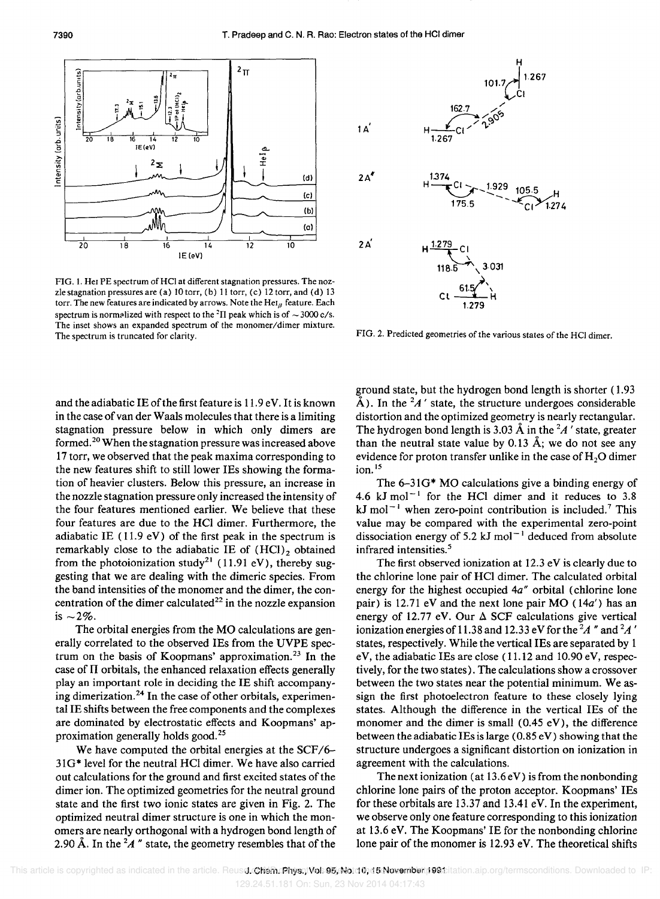FIG. 1. HeI PE spectrum of HCl at different stagnation pressures. The nozzle stagnation pressures are (a) 10 torr, (b) 11 torr, (c) 12 torr, and (d) 13 torr. The new features are indicated by arrows. Note the HeI$_\beta$ feature. Each spectrum is normalized with respect to the $^2\Pi$ peak which is of ~3000 c/s. The inset shows an expanded spectrum of the monomer/dimer mixture. The spectrum is truncated for clarity.

FIG. 2. Predicted geometries of the various states of the HCl dimer.

and the adiabatic IE of the first feature is 11.9 eV. It is known in the case of van der Waals molecules that there is a limiting stagnation pressure below in which only dimers are formed.[20] When the stagnation pressure was increased above 17 torr, we observed that the peak maxima corresponding to the new features shift to still lower IEs showing the formation of heavier clusters. Below this pressure, an increase in the nozzle stagnation pressure only increased the intensity of the four features mentioned earlier. We believe that these four features are due to the HCl dimer. Furthermore, the adiabatic IE (11.9 eV) of the first peak in the spectrum is remarkably close to the adiabatic IE of $(HCl)_2$ obtained from the photoionization study[21] (11.91 eV), thereby suggesting that we are dealing with the dimeric species. From the band intensities of the monomer and the dimer, the concentration of the dimer calculated[22] in the nozzle expansion is ~2%.

The orbital energies from the MO calculations are generally correlated to the observed IEs from the UVPE spectrum on the basis of Koopmans' approximation.[23] In the case of Π orbitals, the enhanced relaxation effects generally play an important role in deciding the IE shift accompanying dimerization.[24] In the case of other orbitals, experimental IE shifts between the free components and the complexes are dominated by electrostatic effects and Koopmans' approximation generally holds good.[25]

We have computed the orbital energies at the SCF/6–31G* level for the neutral HCl dimer. We have also carried out calculations for the ground and first excited states of the dimer ion. The optimized geometries for the neutral ground state and the first two ionic states are given in Fig. 2. The optimized neutral dimer structure is one in which the monomers are nearly orthogonal with a hydrogen bond length of 2.90 Å. In the $^2A''$ state, the geometry resembles that of the ground state, but the hydrogen bond length is shorter (1.93 Å). In the $^2A'$ state, the structure undergoes considerable distortion and the optimized geometry is nearly rectangular. The hydrogen bond length is 3.03 Å in the $^2A'$ state, greater than the neutral state value by 0.13 Å; we do not see any evidence for proton transfer unlike in the case of $H_2O$ dimer ion.[15]

The 6–31G* MO calculations give a binding energy of 4.6 kJ mol$^{-1}$ for the HCl dimer and it reduces to 3.8 kJ mol$^{-1}$ when zero-point contribution is included.[7] This value may be compared with the experimental zero-point dissociation energy of 5.2 kJ mol$^{-1}$ deduced from absolute infrared intensities.[5]

The first observed ionization at 12.3 eV is clearly due to the chlorine lone pair of HCl dimer. The calculated orbital energy for the highest occupied $4a''$ orbital (chlorine lone pair) is 12.71 eV and the next lone pair MO ($14a'$) has an energy of 12.77 eV. Our Δ SCF calculations give vertical ionization energies of 11.38 and 12.33 eV for the $^2A''$ and $^2A'$ states, respectively. While the vertical IEs are separated by 1 eV, the adiabatic IEs are close (11.12 and 10.90 eV, respectively, for the two states). The calculations show a crossover between the two states near the potential minimum. We assign the first photoelectron feature to these closely lying states. Although the difference in the vertical IEs of the monomer and the dimer is small (0.45 eV), the difference between the adiabatic IEs is large (0.85 eV) showing that the structure undergoes a significant distortion on ionization in agreement with the calculations.

The next ionization (at 13.6 eV) is from the nonbonding chlorine lone pairs of the proton acceptor. Koopmans' IEs for these orbitals are 13.37 and 13.41 eV. In the experiment, we observe only one feature corresponding to this ionization at 13.6 eV. The Koopmans' IE for the nonbonding chlorine lone pair of the monomer is 12.93 eV. The theoretical shifts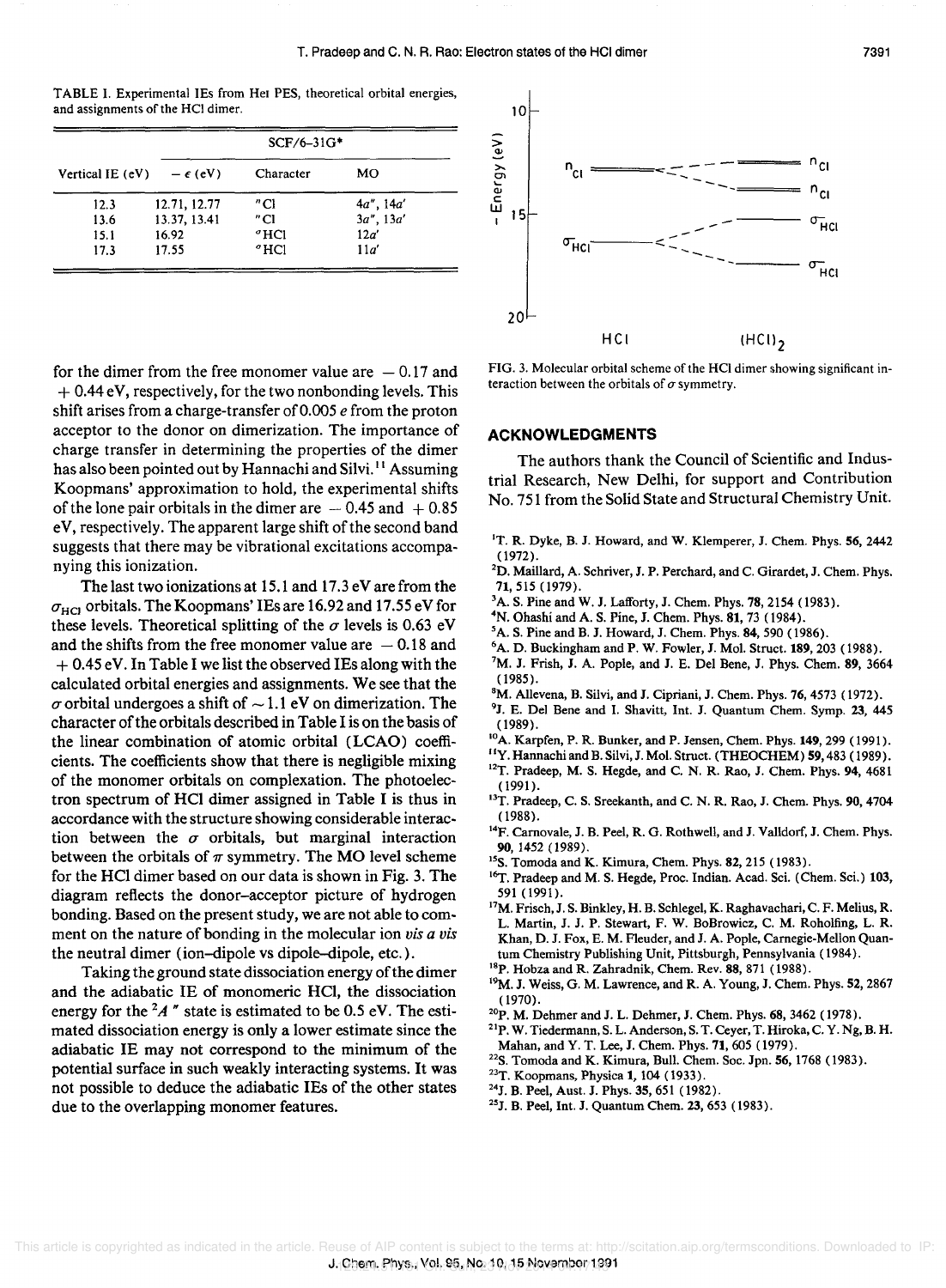TABLE I. Experimental IEs from HeI PES, theoretical orbital energies, and assignments of the HCl dimer.

| Vertical IE (eV) | SCF/6-31G* | | |
|---|---|---|---|
| | $-\epsilon$ (eV) | Character | MO |
| 12.3 | 12.71, 12.77 | $^{n}$Cl | $4a''$, $14a'$ |
| 13.6 | 13.37, 13.41 | $^{n}$Cl | $3a''$, $13a'$ |
| 15.1 | 16.92 | $^{\sigma}$HCl | $12a'$ |
| 17.3 | 17.55 | $^{\sigma}$HCl | $11a'$ |

for the dimer from the free monomer value are $-0.17$ and $+0.44$ eV, respectively, for the two nonbonding levels. This shift arises from a charge-transfer of 0.005 $e$ from the proton acceptor to the donor on dimerization. The importance of charge transfer in determining the properties of the dimer has also been pointed out by Hannachi and Silvi.[11] Assuming Koopmans' approximation to hold, the experimental shifts of the lone pair orbitals in the dimer are $-0.45$ and $+0.85$ eV, respectively. The apparent large shift of the second band suggests that there may be vibrational excitations accompanying this ionization.

The last two ionizations at 15.1 and 17.3 eV are from the $\sigma_{\mathrm{HCl}}$ orbitals. The Koopmans' IEs are 16.92 and 17.55 eV for these levels. Theoretical splitting of the $\sigma$ levels is 0.63 eV and the shifts from the free monomer value are $-0.18$ and $+0.45$ eV. In Table I we list the observed IEs along with the calculated orbital energies and assignments. We see that the $\sigma$ orbital undergoes a shift of $\sim 1.1$ eV on dimerization. The character of the orbitals described in Table I is on the basis of the linear combination of atomic orbital (LCAO) coefficients. The coefficients show that there is negligible mixing of the monomer orbitals on complexation. The photoelectron spectrum of HCl dimer assigned in Table I is thus in accordance with the structure showing considerable interaction between the $\sigma$ orbitals, but marginal interaction between the orbitals of $\pi$ symmetry. The MO level scheme for the HCl dimer based on our data is shown in Fig. 3. The diagram reflects the donor–acceptor picture of hydrogen bonding. Based on the present study, we are not able to comment on the nature of bonding in the molecular ion *vis a vis* the neutral dimer (ion–dipole vs dipole–dipole, etc.).

Taking the ground state dissociation energy of the dimer and the adiabatic IE of monomeric HCl, the dissociation energy for the $^2A''$ state is estimated to be 0.5 eV. The estimated dissociation energy is only a lower estimate since the adiabatic IE may not correspond to the minimum of the potential surface in such weakly interacting systems. It was not possible to deduce the adiabatic IEs of the other states due to the overlapping monomer features.

- Energy (eV)
10
15
20
$n_{\mathrm{Cl}}$
$n_{\mathrm{Cl}}$
$n_{\mathrm{Cl}}$
$\sigma_{\mathrm{HCl}}$
$\sigma_{\mathrm{HCl}}$
$\sigma_{\mathrm{HCl}}$
HCl
$(\mathrm{HCl})_2$

FIG. 3. Molecular orbital scheme of the HCl dimer showing significant interaction between the orbitals of $\sigma$ symmetry.

## ACKNOWLEDGMENTS

The authors thank the Council of Scientific and Industrial Research, New Delhi, for support and Contribution No. 751 from the Solid State and Structural Chemistry Unit.

[1] T. R. Dyke, B. J. Howard, and W. Klemperer, J. Chem. Phys. **56**, 2442 (1972).
[2] D. Maillard, A. Schriver, J. P. Perchard, and C. Girardet, J. Chem. Phys. **71**, 515 (1979).
[3] A. S. Pine and W. J. Lafferty, J. Chem. Phys. **78**, 2154 (1983).
[4] N. Ohashi and A. S. Pine, J. Chem. Phys. **81**, 73 (1984).
[5] A. S. Pine and B. J. Howard, J. Chem. Phys. **84**, 590 (1986).
[6] A. D. Buckingham and P. W. Fowler, J. Mol. Struct. **189**, 203 (1988).
[7] M. J. Frish, J. A. Pople, and J. E. Del Bene, J. Phys. Chem. **89**, 3664 (1985).
[8] M. Allevena, B. Silvi, and J. Cipriani, J. Chem. Phys. **76**, 4573 (1972).
[9] J. E. Del Bene and I. Shavitt, Int. J. Quantum Chem. Symp. **23**, 445 (1989).
[10] A. Karpfen, P. R. Bunker, and P. Jensen, Chem. Phys. **149**, 299 (1991).
[11] Y. Hannachi and B. Silvi, J. Mol. Struct. (THEOCHEM) **59**, 483 (1989).
[12] T. Pradeep, M. S. Hegde, and C. N. R. Rao, J. Chem. Phys. **94**, 4681 (1991).
[13] T. Pradeep, C. S. Sreekanth, and C. N. R. Rao, J. Chem. Phys. **90**, 4704 (1988).
[14] F. Carnovale, J. B. Peel, R. G. Rothwell, and J. Valldorf, J. Chem. Phys. **90**, 1452 (1989).
[15] S. Tomoda and K. Kimura, Chem. Phys. **82**, 215 (1983).
[16] T. Pradeep and M. S. Hegde, Proc. Indian. Acad. Sci. (Chem. Sci.) **103**, 591 (1991).
[17] M. Frisch, J. S. Binkley, H. B. Schlegel, K. Raghavachari, C. F. Melius, R. L. Martin, J. J. P. Stewart, F. W. BoBrowicz, C. M. Rohlfing, L. R. Khan, D. J. Fox, E. M. Fleuder, and J. A. Pople, Carnegie-Mellon Quantum Chemistry Publishing Unit, Pittsburgh, Pennsylvania (1984).
[18] P. Hobza and R. Zahradnik, Chem. Rev. **88**, 871 (1988).
[19] M. J. Weiss, G. M. Lawrence, and R. A. Young, J. Chem. Phys. **52**, 2867 (1970).
[20] P. M. Dehmer and J. L. Dehmer, J. Chem. Phys. **68**, 3462 (1978).
[21] P. W. Tiedermann, S. L. Anderson, S. T. Ceyer, T. Hiroka, C. Y. Ng, B. H. Mahan, and Y. T. Lee, J. Chem. Phys. **71**, 605 (1979).
[22] S. Tomoda and K. Kimura, Bull. Chem. Soc. Jpn. **56**, 1768 (1983).
[23] T. Koopmans, Physica **1**, 104 (1933).
[24] J. B. Peel, Aust. J. Phys. **35**, 651 (1982).
[25] J. B. Peel, Int. J. Quantum Chem. **23**, 653 (1983).